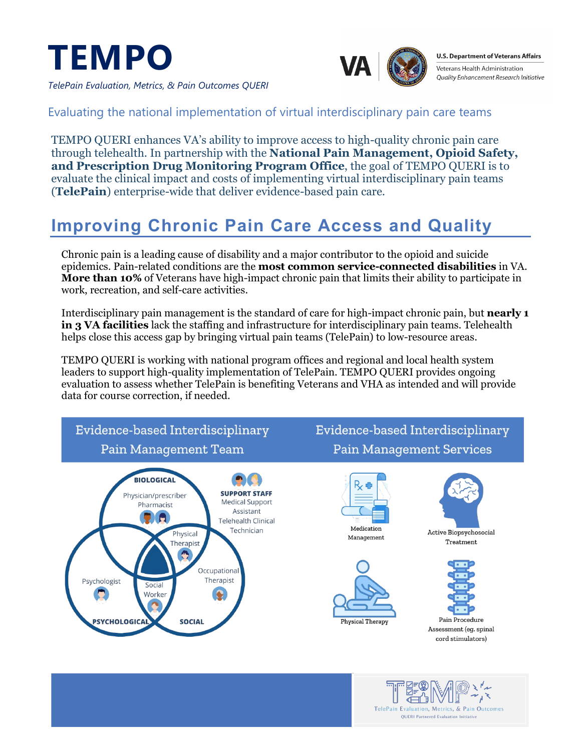# TEMPO

*TelePain Evaluation, Metrics, & Pain Outcomes QUERI*

U.S. Department of Veterans Affairs
Veterans Health Administration
*Quality Enhancement Research Initiative*

## Evaluating the national implementation of virtual interdisciplinary pain care teams

TEMPO QUERI enhances VA's ability to improve access to high-quality chronic pain care through telehealth. In partnership with the **National Pain Management, Opioid Safety, and Prescription Drug Monitoring Program Office**, the goal of TEMPO QUERI is to evaluate the clinical impact and costs of implementing virtual interdisciplinary pain teams (**TelePain**) enterprise-wide that deliver evidence-based pain care.

## Improving Chronic Pain Care Access and Quality

Chronic pain is a leading cause of disability and a major contributor to the opioid and suicide epidemics. Pain-related conditions are the **most common service-connected disabilities** in VA. **More than 10%** of Veterans have high-impact chronic pain that limits their ability to participate in work, recreation, and self-care activities.

Interdisciplinary pain management is the standard of care for high-impact chronic pain, but **nearly 1 in 3 VA facilities** lack the staffing and infrastructure for interdisciplinary pain teams. Telehealth helps close this access gap by bringing virtual pain teams (TelePain) to low-resource areas.

TEMPO QUERI is working with national program offices and regional and local health system leaders to support high-quality implementation of TelePain. TEMPO QUERI provides ongoing evaluation to assess whether TelePain is benefiting Veterans and VHA as intended and will provide data for course correction, if needed.

### Evidence-based Interdisciplinary Pain Management Team

- **BIOLOGICAL**: Physician/prescriber, Pharmacist
- **PSYCHOLOGICAL**: Psychologist
- **SOCIAL**: Occupational Therapist
- Physical Therapist
- Social Worker
- **SUPPORT STAFF**: Medical Support Assistant, Telehealth Clinical Technician

### Evidence-based Interdisciplinary Pain Management Services

- Medication Management
- Active Biopsychosocial Treatment
- Physical Therapy
- Pain Procedure Assessment (eg. spinal cord stimulators)

TEMPO — TelePain Evaluation, Metrics, & Pain Outcomes
QUERI Partnered Evaluation Initiative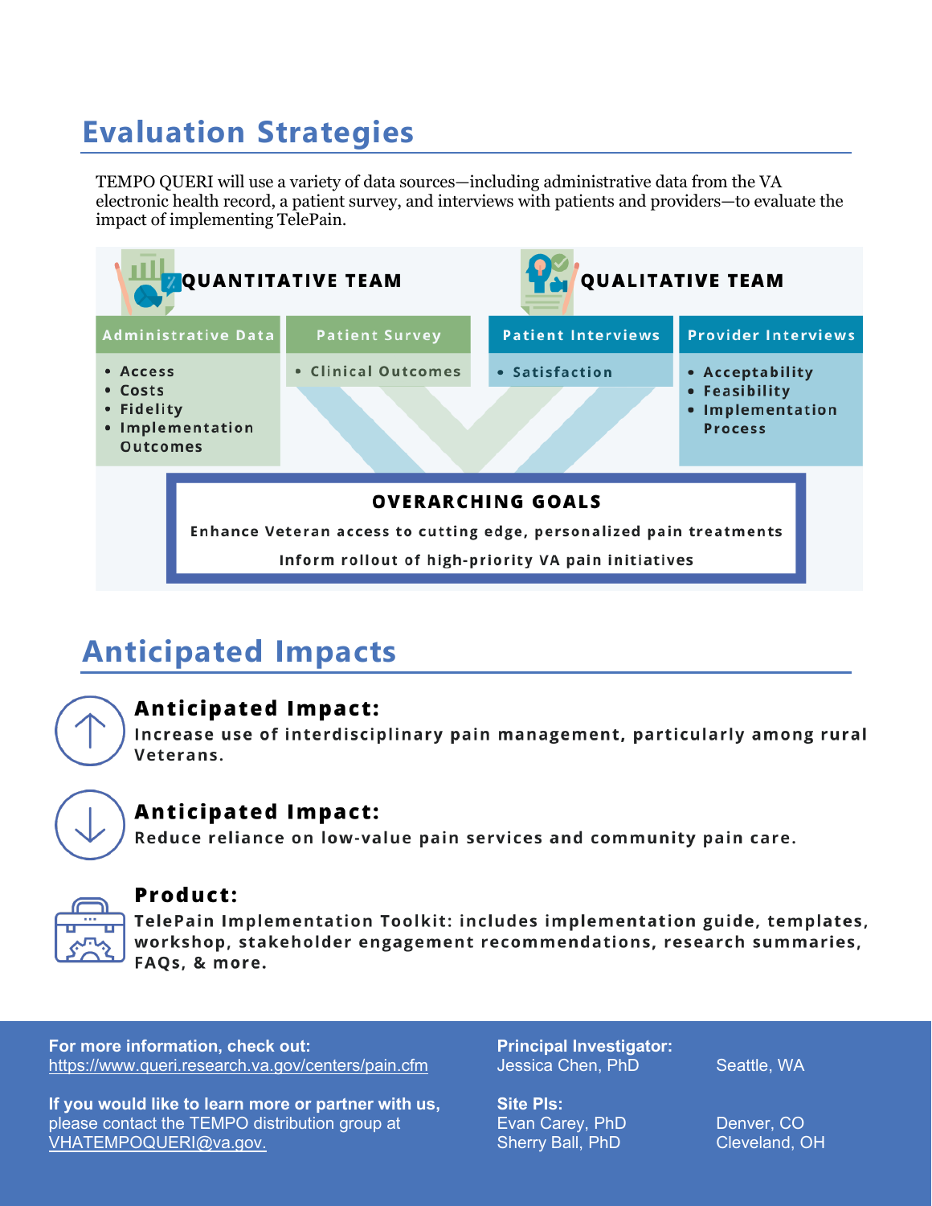## Evaluation Strategies

TEMPO QUERI will use a variety of data sources—including administrative data from the VA electronic health record, a patient survey, and interviews with patients and providers—to evaluate the impact of implementing TelePain.

### QUANTITATIVE TEAM

**Administrative Data**

- Access
- Costs
- Fidelity
- Implementation Outcomes

**Patient Survey**

- Clinical Outcomes

### QUALITATIVE TEAM

**Patient Interviews**

- Satisfaction

**Provider Interviews**

- Acceptability
- Feasibility
- Implementation Process

### OVERARCHING GOALS

Enhance Veteran access to cutting edge, personalized pain treatments

Inform rollout of high-priority VA pain initiatives

## Anticipated Impacts

**Anticipated Impact:**
Increase use of interdisciplinary pain management, particularly among rural Veterans.

**Anticipated Impact:**
Reduce reliance on low-value pain services and community pain care.

**Product:**
TelePain Implementation Toolkit: includes implementation guide, templates, workshop, stakeholder engagement recommendations, research summaries, FAQs, & more.

**For more information, check out:**
https://www.queri.research.va.gov/centers/pain.cfm

**If you would like to learn more or partner with us,** please contact the TEMPO distribution group at VHATEMPOQUERI@va.gov.

**Principal Investigator:**
Jessica Chen, PhD — Seattle, WA

**Site PIs:**
Evan Carey, PhD — Denver, CO
Sherry Ball, PhD — Cleveland, OH